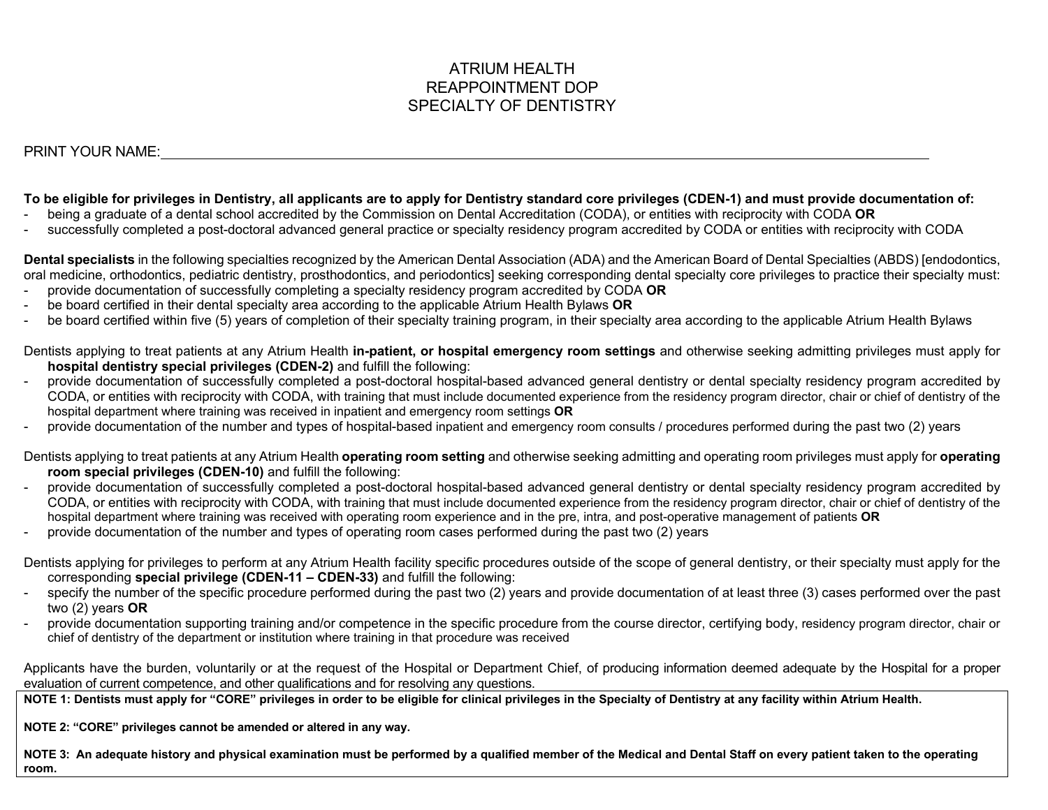# ATRIUM HEALTH
# REAPPOINTMENT DOP
# SPECIALTY OF DENTISTRY

PRINT YOUR NAME:\_\_\_\_\_\_\_\_\_\_\_\_\_\_\_\_\_\_\_\_\_\_\_\_\_\_\_\_\_\_\_\_\_\_\_\_\_\_\_\_\_\_\_\_\_\_\_\_\_\_\_\_\_\_\_\_\_\_\_\_

**To be eligible for privileges in Dentistry, all applicants are to apply for Dentistry standard core privileges (CDEN-1) and must provide documentation of:**

- being a graduate of a dental school accredited by the Commission on Dental Accreditation (CODA), or entities with reciprocity with CODA **OR**
- successfully completed a post-doctoral advanced general practice or specialty residency program accredited by CODA or entities with reciprocity with CODA

**Dental specialists** in the following specialties recognized by the American Dental Association (ADA) and the American Board of Dental Specialties (ABDS) [endodontics, oral medicine, orthodontics, pediatric dentistry, prosthodontics, and periodontics] seeking corresponding dental specialty core privileges to practice their specialty must:

- provide documentation of successfully completing a specialty residency program accredited by CODA **OR**
- be board certified in their dental specialty area according to the applicable Atrium Health Bylaws **OR**
- be board certified within five (5) years of completion of their specialty training program, in their specialty area according to the applicable Atrium Health Bylaws

Dentists applying to treat patients at any Atrium Health **in-patient, or hospital emergency room settings** and otherwise seeking admitting privileges must apply for **hospital dentistry special privileges (CDEN-2)** and fulfill the following:

- provide documentation of successfully completed a post-doctoral hospital-based advanced general dentistry or dental specialty residency program accredited by CODA, or entities with reciprocity with CODA, with training that must include documented experience from the residency program director, chair or chief of dentistry of the hospital department where training was received in inpatient and emergency room settings **OR**
- provide documentation of the number and types of hospital-based inpatient and emergency room consults / procedures performed during the past two (2) years

Dentists applying to treat patients at any Atrium Health **operating room setting** and otherwise seeking admitting and operating room privileges must apply for **operating room special privileges (CDEN-10)** and fulfill the following:

- provide documentation of successfully completed a post-doctoral hospital-based advanced general dentistry or dental specialty residency program accredited by CODA, or entities with reciprocity with CODA, with training that must include documented experience from the residency program director, chair or chief of dentistry of the hospital department where training was received with operating room experience and in the pre, intra, and post-operative management of patients **OR**
- provide documentation of the number and types of operating room cases performed during the past two (2) years

Dentists applying for privileges to perform at any Atrium Health facility specific procedures outside of the scope of general dentistry, or their specialty must apply for the corresponding **special privilege (CDEN-11 – CDEN-33)** and fulfill the following:

- specify the number of the specific procedure performed during the past two (2) years and provide documentation of at least three (3) cases performed over the past two (2) years **OR**
- provide documentation supporting training and/or competence in the specific procedure from the course director, certifying body, residency program director, chair or chief of dentistry of the department or institution where training in that procedure was received

Applicants have the burden, voluntarily or at the request of the Hospital or Department Chief, of producing information deemed adequate by the Hospital for a proper evaluation of current competence, and other qualifications and for resolving any questions.

**NOTE 1: Dentists must apply for "CORE" privileges in order to be eligible for clinical privileges in the Specialty of Dentistry at any facility within Atrium Health.**

**NOTE 2: "CORE" privileges cannot be amended or altered in any way.**

**NOTE 3: An adequate history and physical examination must be performed by a qualified member of the Medical and Dental Staff on every patient taken to the operating room.**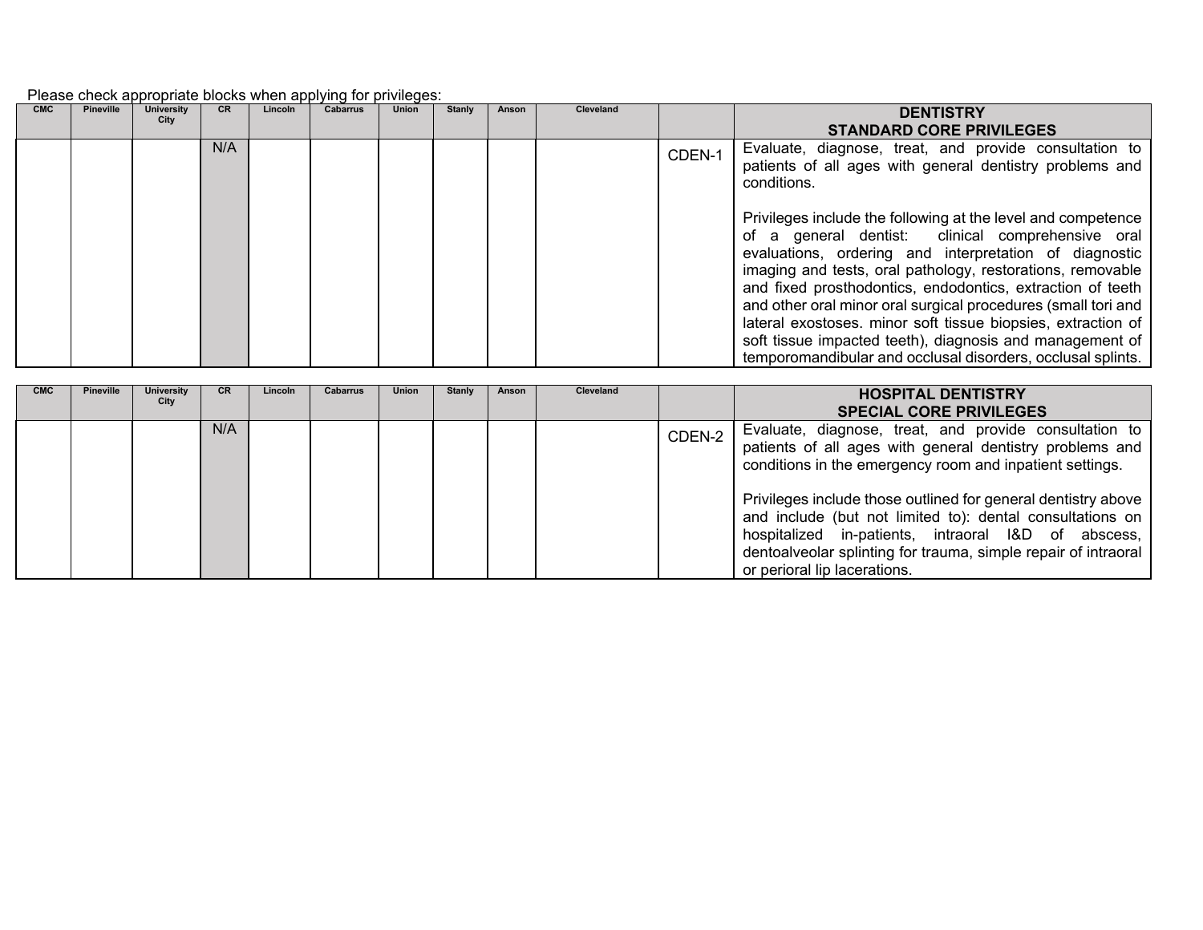Please check appropriate blocks when applying for privileges:

| CMC | Pineville | University City | CR | Lincoln | Cabarrus | Union | Stanly | Anson | Cleveland | | DENTISTRY STANDARD CORE PRIVILEGES |
|---|---|---|---|---|---|---|---|---|---|---|---|
| | | | N/A | | | | | | | CDEN-1 | Evaluate, diagnose, treat, and provide consultation to patients of all ages with general dentistry problems and conditions.<br><br>Privileges include the following at the level and competence of a general dentist: clinical comprehensive oral evaluations, ordering and interpretation of diagnostic imaging and tests, oral pathology, restorations, removable and fixed prosthodontics, endodontics, extraction of teeth and other oral minor oral surgical procedures (small tori and lateral exostoses. minor soft tissue biopsies, extraction of soft tissue impacted teeth), diagnosis and management of temporomandibular and occlusal disorders, occlusal splints. |

| CMC | Pineville | University City | CR | Lincoln | Cabarrus | Union | Stanly | Anson | Cleveland | | HOSPITAL DENTISTRY SPECIAL CORE PRIVILEGES |
|---|---|---|---|---|---|---|---|---|---|---|---|
| | | | N/A | | | | | | | CDEN-2 | Evaluate, diagnose, treat, and provide consultation to patients of all ages with general dentistry problems and conditions in the emergency room and inpatient settings.<br><br>Privileges include those outlined for general dentistry above and include (but not limited to): dental consultations on hospitalized in-patients, intraoral I&D of abscess, dentoalveolar splinting for trauma, simple repair of intraoral or perioral lip lacerations. |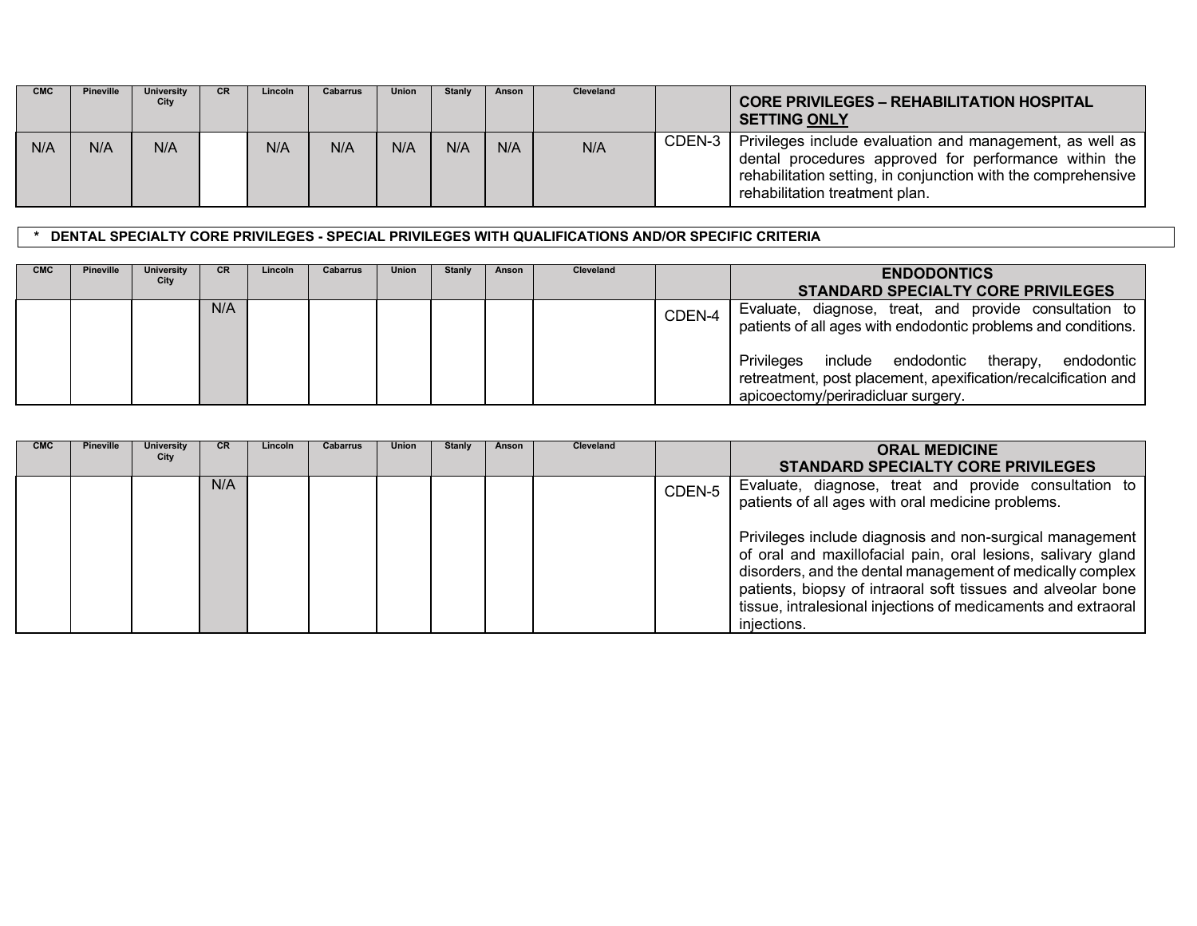| CMC | Pineville | University City | CR | Lincoln | Cabarrus | Union | Stanly | Anson | Cleveland | | **CORE PRIVILEGES – REHABILITATION HOSPITAL SETTING ONLY** |
|---|---|---|---|---|---|---|---|---|---|---|---|
| N/A | N/A | N/A | | N/A | N/A | N/A | N/A | N/A | N/A | CDEN-3 | Privileges include evaluation and management, as well as dental procedures approved for performance within the rehabilitation setting, in conjunction with the comprehensive rehabilitation treatment plan. |

**\* DENTAL SPECIALTY CORE PRIVILEGES - SPECIAL PRIVILEGES WITH QUALIFICATIONS AND/OR SPECIFIC CRITERIA**

| CMC | Pineville | University City | CR | Lincoln | Cabarrus | Union | Stanly | Anson | Cleveland | | **ENDODONTICS STANDARD SPECIALTY CORE PRIVILEGES** |
|---|---|---|---|---|---|---|---|---|---|---|---|
| | | | N/A | | | | | | | CDEN-4 | Evaluate, diagnose, treat, and provide consultation to patients of all ages with endodontic problems and conditions.<br><br>Privileges include endodontic therapy, endodontic retreatment, post placement, apexification/recalcification and apicoectomy/periradicluar surgery. |

| CMC | Pineville | University City | CR | Lincoln | Cabarrus | Union | Stanly | Anson | Cleveland | | **ORAL MEDICINE STANDARD SPECIALTY CORE PRIVILEGES** |
|---|---|---|---|---|---|---|---|---|---|---|---|
| | | | N/A | | | | | | | CDEN-5 | Evaluate, diagnose, treat and provide consultation to patients of all ages with oral medicine problems.<br><br>Privileges include diagnosis and non-surgical management of oral and maxillofacial pain, oral lesions, salivary gland disorders, and the dental management of medically complex patients, biopsy of intraoral soft tissues and alveolar bone tissue, intralesional injections of medicaments and extraoral injections. |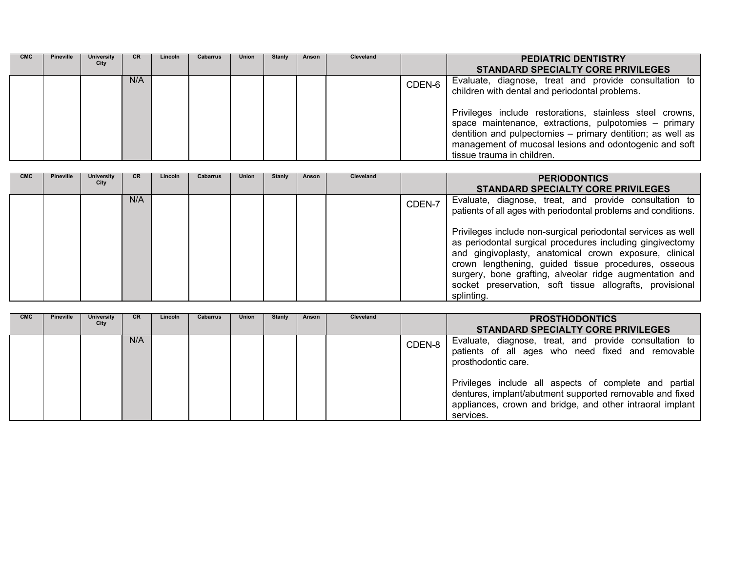| CMC | Pineville | University City | CR | Lincoln | Cabarrus | Union | Stanly | Anson | Cleveland | | PEDIATRIC DENTISTRY<br>STANDARD SPECIALTY CORE PRIVILEGES |
|---|---|---|---|---|---|---|---|---|---|---|---|
| | | | N/A | | | | | | | CDEN-6 | Evaluate, diagnose, treat and provide consultation to children with dental and periodontal problems.<br><br>Privileges include restorations, stainless steel crowns, space maintenance, extractions, pulpotomies – primary dentition and pulpectomies – primary dentition; as well as management of mucosal lesions and odontogenic and soft tissue trauma in children. |

| CMC | Pineville | University City | CR | Lincoln | Cabarrus | Union | Stanly | Anson | Cleveland | | PERIODONTICS<br>STANDARD SPECIALTY CORE PRIVILEGES |
|---|---|---|---|---|---|---|---|---|---|---|---|
| | | | N/A | | | | | | | CDEN-7 | Evaluate, diagnose, treat, and provide consultation to patients of all ages with periodontal problems and conditions.<br><br>Privileges include non-surgical periodontal services as well as periodontal surgical procedures including gingivectomy and gingivoplasty, anatomical crown exposure, clinical crown lengthening, guided tissue procedures, osseous surgery, bone grafting, alveolar ridge augmentation and socket preservation, soft tissue allografts, provisional splinting. |

| CMC | Pineville | University City | CR | Lincoln | Cabarrus | Union | Stanly | Anson | Cleveland | | PROSTHODONTICS<br>STANDARD SPECIALTY CORE PRIVILEGES |
|---|---|---|---|---|---|---|---|---|---|---|---|
| | | | N/A | | | | | | | CDEN-8 | Evaluate, diagnose, treat, and provide consultation to patients of all ages who need fixed and removable prosthodontic care.<br><br>Privileges include all aspects of complete and partial dentures, implant/abutment supported removable and fixed appliances, crown and bridge, and other intraoral implant services. |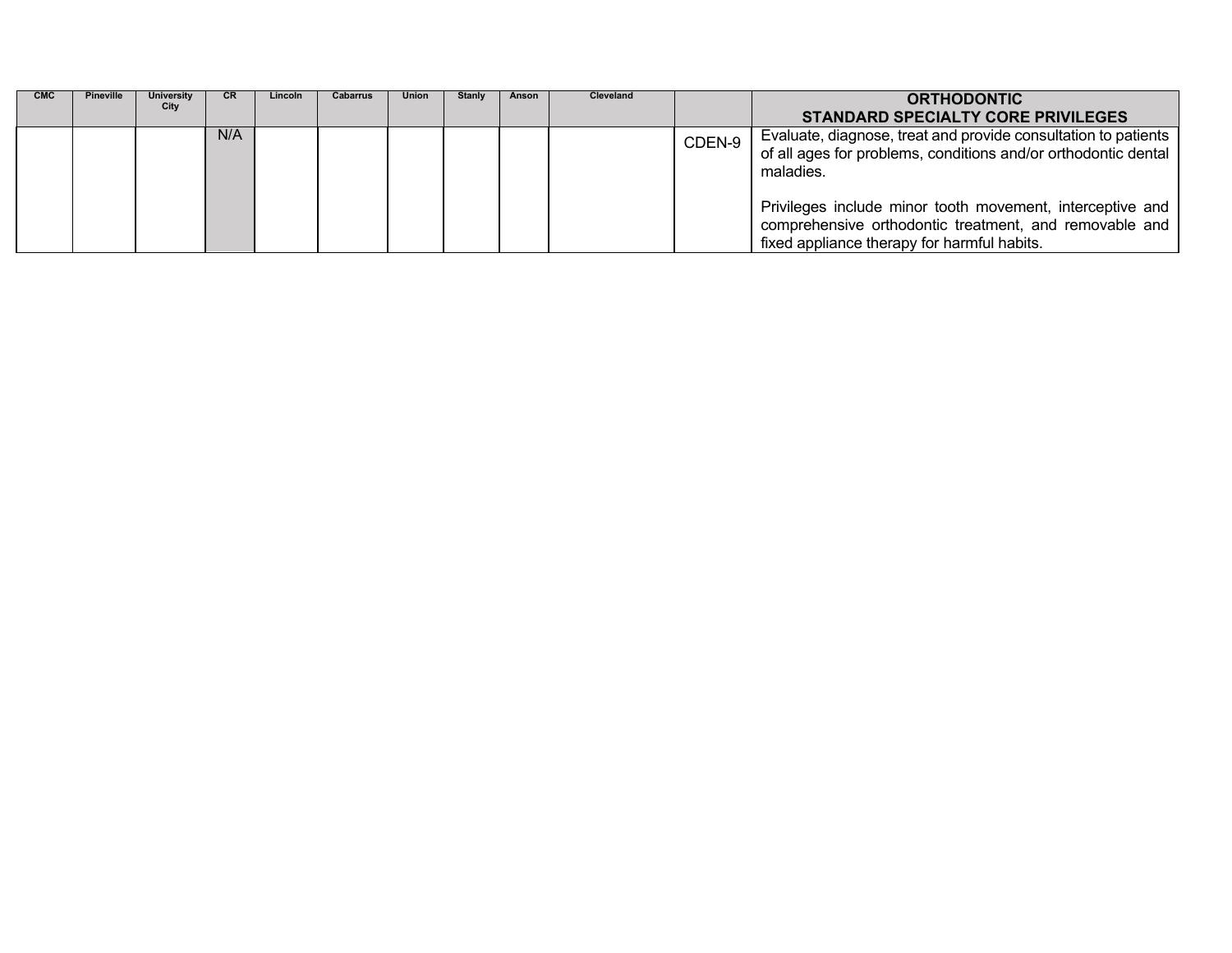| CMC | Pineville | University City | CR | Lincoln | Cabarrus | Union | Stanly | Anson | Cleveland | | ORTHODONTIC STANDARD SPECIALTY CORE PRIVILEGES |
|---|---|---|---|---|---|---|---|---|---|---|---|
| | | | N/A | | | | | | | CDEN-9 | Evaluate, diagnose, treat and provide consultation to patients of all ages for problems, conditions and/or orthodontic dental maladies.<br><br>Privileges include minor tooth movement, interceptive and comprehensive orthodontic treatment, and removable and fixed appliance therapy for harmful habits. |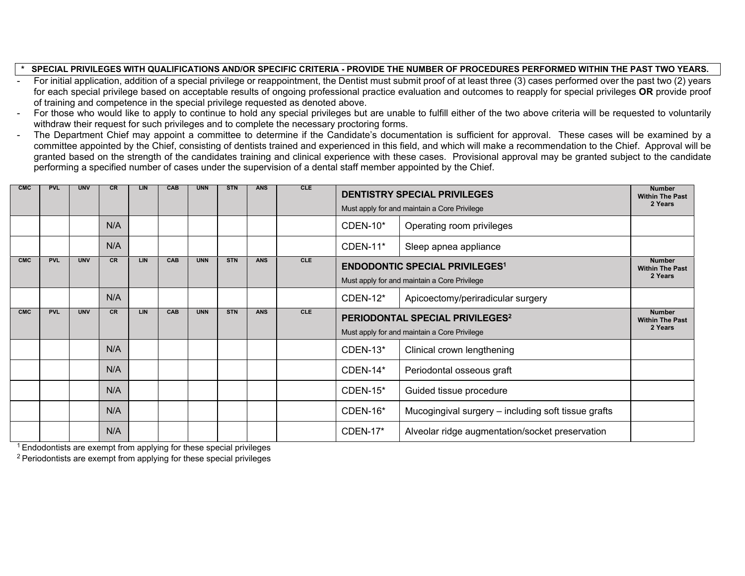**\* SPECIAL PRIVILEGES WITH QUALIFICATIONS AND/OR SPECIFIC CRITERIA - PROVIDE THE NUMBER OF PROCEDURES PERFORMED WITHIN THE PAST TWO YEARS.**

- For initial application, addition of a special privilege or reappointment, the Dentist must submit proof of at least three (3) cases performed over the past two (2) years for each special privilege based on acceptable results of ongoing professional practice evaluation and outcomes to reapply for special privileges **OR** provide proof of training and competence in the special privilege requested as denoted above.
- For those who would like to apply to continue to hold any special privileges but are unable to fulfill either of the two above criteria will be requested to voluntarily withdraw their request for such privileges and to complete the necessary proctoring forms.
- The Department Chief may appoint a committee to determine if the Candidate's documentation is sufficient for approval. These cases will be examined by a committee appointed by the Chief, consisting of dentists trained and experienced in this field, and which will make a recommendation to the Chief. Approval will be granted based on the strength of the candidates training and clinical experience with these cases. Provisional approval may be granted subject to the candidate performing a specified number of cases under the supervision of a dental staff member appointed by the Chief.

| CMC | PVL | UNV | CR | LIN | CAB | UNN | STN | ANS | CLE | **DENTISTRY SPECIAL PRIVILEGES** Must apply for and maintain a Core Privilege | | Number Within The Past 2 Years |
|---|---|---|---|---|---|---|---|---|---|---|---|---|
| | | | N/A | | | | | | | CDEN-10* | Operating room privileges | |
| | | | N/A | | | | | | | CDEN-11* | Sleep apnea appliance | |
| CMC | PVL | UNV | CR | LIN | CAB | UNN | STN | ANS | CLE | **ENDODONTIC SPECIAL PRIVILEGES[1]** Must apply for and maintain a Core Privilege | | Number Within The Past 2 Years |
| | | | N/A | | | | | | | CDEN-12* | Apicoectomy/periradicular surgery | |
| CMC | PVL | UNV | CR | LIN | CAB | UNN | STN | ANS | CLE | **PERIODONTAL SPECIAL PRIVILEGES[2]** Must apply for and maintain a Core Privilege | | Number Within The Past 2 Years |
| | | | N/A | | | | | | | CDEN-13* | Clinical crown lengthening | |
| | | | N/A | | | | | | | CDEN-14* | Periodontal osseous graft | |
| | | | N/A | | | | | | | CDEN-15* | Guided tissue procedure | |
| | | | N/A | | | | | | | CDEN-16* | Mucogingival surgery – including soft tissue grafts | |
| | | | N/A | | | | | | | CDEN-17* | Alveolar ridge augmentation/socket preservation | |

[1] Endodontists are exempt from applying for these special privileges

[2] Periodontists are exempt from applying for these special privileges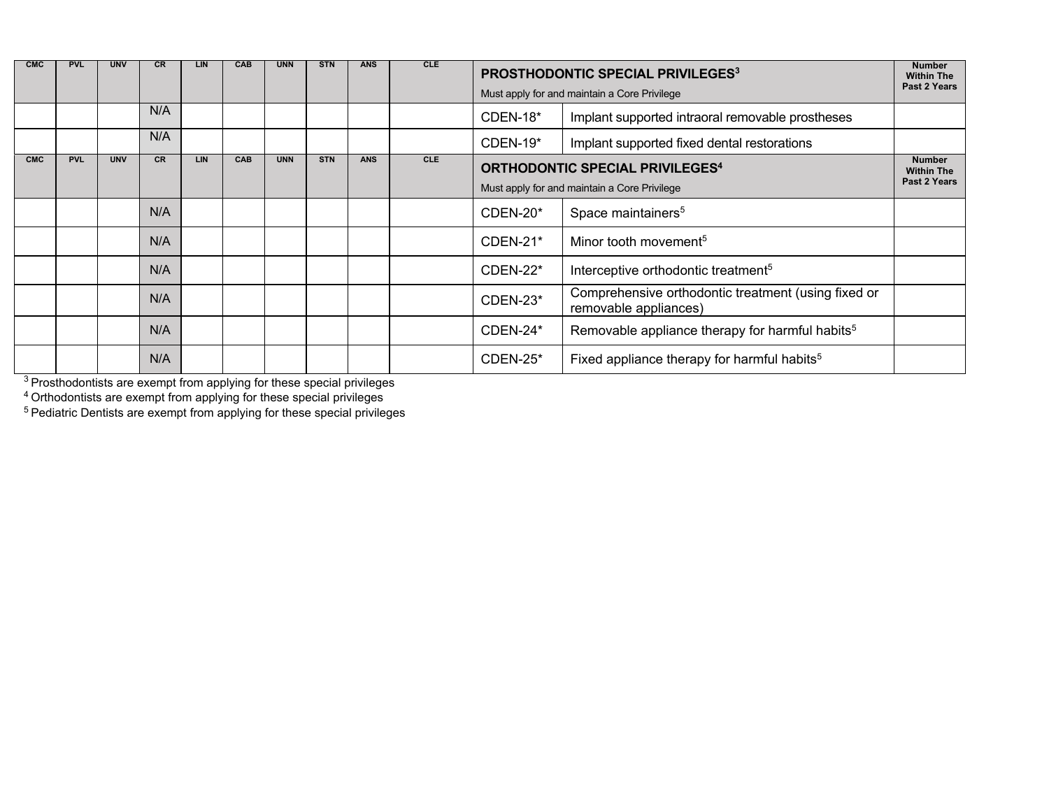| CMC | PVL | UNV | CR | LIN | CAB | UNN | STN | ANS | CLE | **PROSTHODONTIC SPECIAL PRIVILEGES[3]**<br>Must apply for and maintain a Core Privilege | | Number Within The Past 2 Years |
|---|---|---|---|---|---|---|---|---|---|---|---|---|
| | | | N/A | | | | | | | CDEN-18* | Implant supported intraoral removable prostheses | |
| | | | N/A | | | | | | | CDEN-19* | Implant supported fixed dental restorations | |
| **CMC** | **PVL** | **UNV** | **CR** | **LIN** | **CAB** | **UNN** | **STN** | **ANS** | **CLE** | **ORTHODONTIC SPECIAL PRIVILEGES[4]**<br>Must apply for and maintain a Core Privilege | | **Number Within The Past 2 Years** |
| | | | N/A | | | | | | | CDEN-20* | Space maintainers[5] | |
| | | | N/A | | | | | | | CDEN-21* | Minor tooth movement[5] | |
| | | | N/A | | | | | | | CDEN-22* | Interceptive orthodontic treatment[5] | |
| | | | N/A | | | | | | | CDEN-23* | Comprehensive orthodontic treatment (using fixed or removable appliances) | |
| | | | N/A | | | | | | | CDEN-24* | Removable appliance therapy for harmful habits[5] | |
| | | | N/A | | | | | | | CDEN-25* | Fixed appliance therapy for harmful habits[5] | |

[3] Prosthodontists are exempt from applying for these special privileges
[4] Orthodontists are exempt from applying for these special privileges
[5] Pediatric Dentists are exempt from applying for these special privileges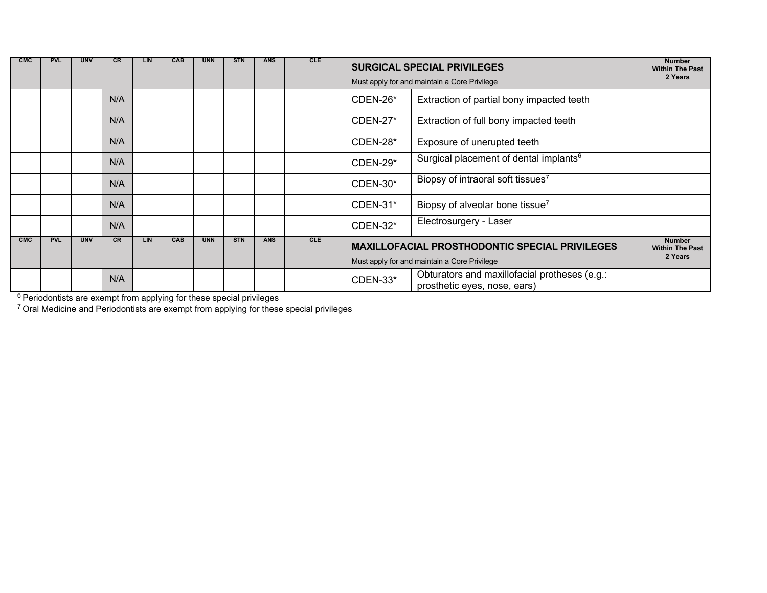| CMC | PVL | UNV | CR | LIN | CAB | UNN | STN | ANS | CLE | **SURGICAL SPECIAL PRIVILEGES** Must apply for and maintain a Core Privilege | | Number Within The Past 2 Years |
|---|---|---|---|---|---|---|---|---|---|---|---|---|
| | | | N/A | | | | | | | CDEN-26* | Extraction of partial bony impacted teeth | |
| | | | N/A | | | | | | | CDEN-27* | Extraction of full bony impacted teeth | |
| | | | N/A | | | | | | | CDEN-28* | Exposure of unerupted teeth | |
| | | | N/A | | | | | | | CDEN-29* | Surgical placement of dental implants[6] | |
| | | | N/A | | | | | | | CDEN-30* | Biopsy of intraoral soft tissues[7] | |
| | | | N/A | | | | | | | CDEN-31* | Biopsy of alveolar bone tissue[7] | |
| | | | N/A | | | | | | | CDEN-32* | Electrosurgery - Laser | |
| **CMC** | **PVL** | **UNV** | **CR** | **LIN** | **CAB** | **UNN** | **STN** | **ANS** | **CLE** | **MAXILLOFACIAL PROSTHODONTIC SPECIAL PRIVILEGES** Must apply for and maintain a Core Privilege | | **Number Within The Past 2 Years** |
| | | | N/A | | | | | | | CDEN-33* | Obturators and maxillofacial protheses (e.g.: prosthetic eyes, nose, ears) | |

[6] Periodontists are exempt from applying for these special privileges

[7] Oral Medicine and Periodontists are exempt from applying for these special privileges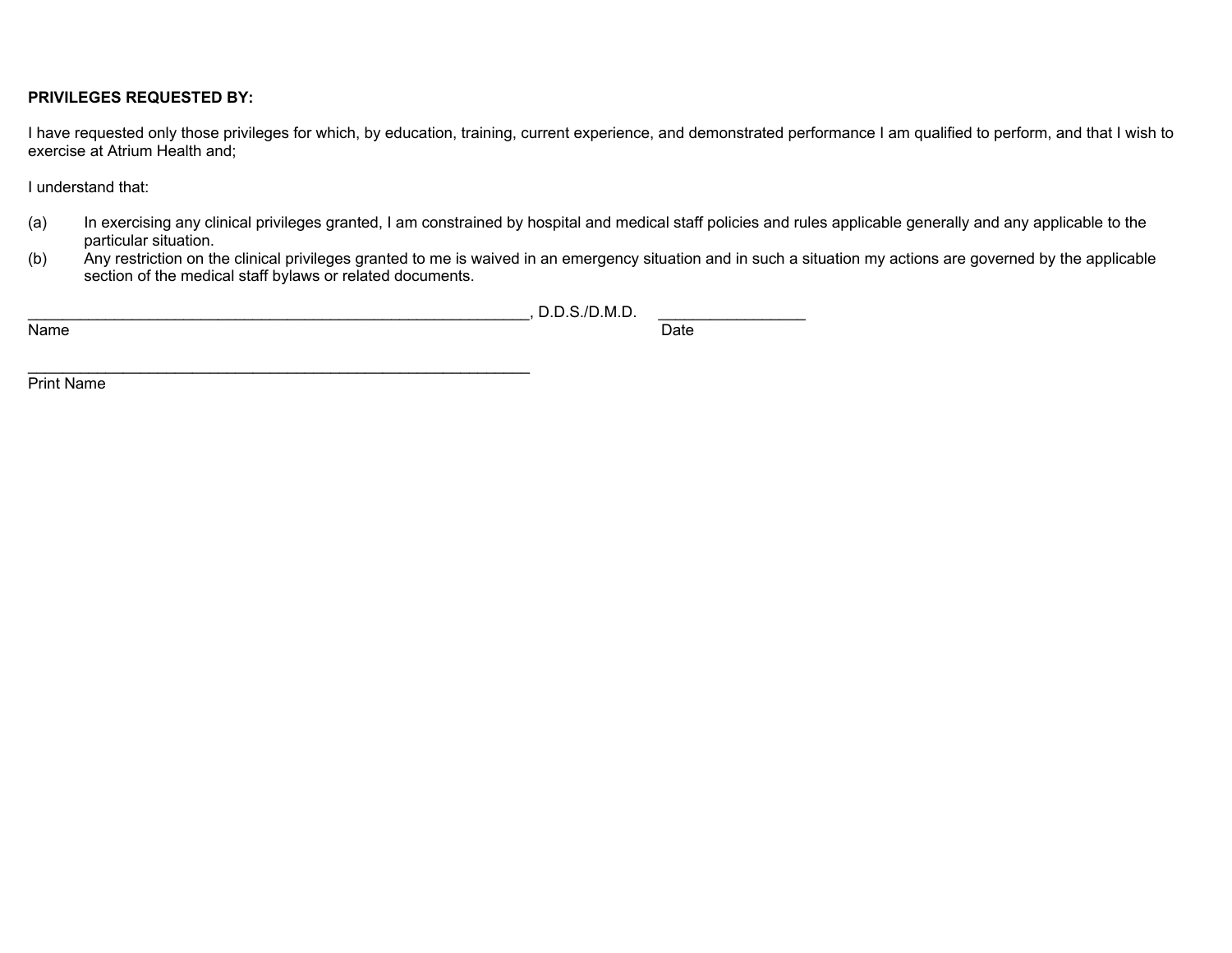**PRIVILEGES REQUESTED BY:**

I have requested only those privileges for which, by education, training, current experience, and demonstrated performance I am qualified to perform, and that I wish to exercise at Atrium Health and;

I understand that:

(a) In exercising any clinical privileges granted, I am constrained by hospital and medical staff policies and rules applicable generally and any applicable to the particular situation.
(b) Any restriction on the clinical privileges granted to me is waived in an emergency situation and in such a situation my actions are governed by the applicable section of the medical staff bylaws or related documents.

______________________________________________________, D.D.S./D.M.D. ________________
Name Date

______________________________________________________
Print Name